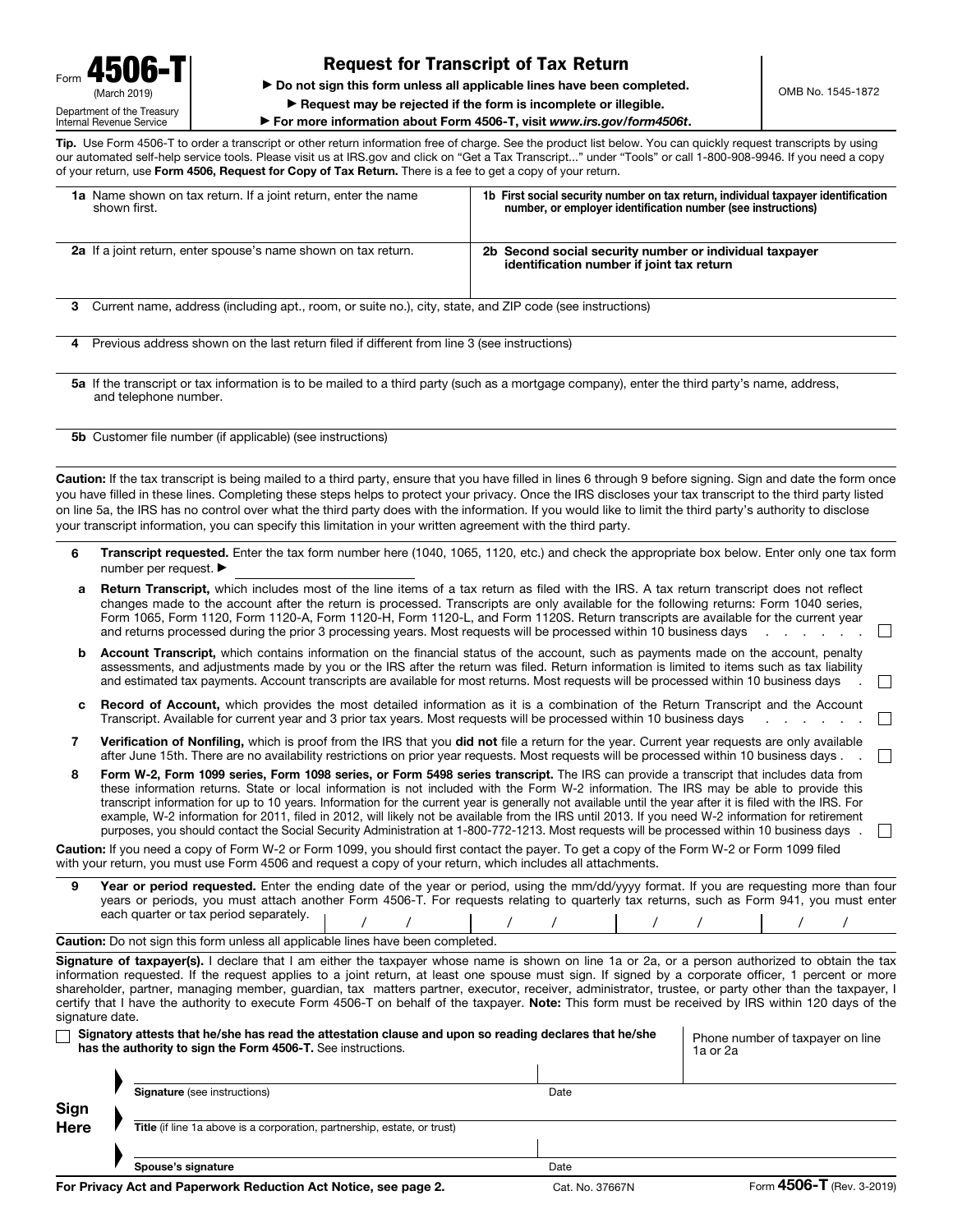Form **4506-T** (March 2019)
Department of the Treasury
Internal Revenue Service

# Request for Transcript of Tax Return

▶ **Do not sign this form unless all applicable lines have been completed.**

▶ **Request may be rejected if the form is incomplete or illegible.**

▶ **For more information about Form 4506-T, visit *www.irs.gov/form4506t*.**

OMB No. 1545-1872

**Tip.** Use Form 4506-T to order a transcript or other return information free of charge. See the product list below. You can quickly request transcripts by using our automated self-help service tools. Please visit us at IRS.gov and click on "Get a Tax Transcript..." under "Tools" or call 1-800-908-9946. If you need a copy of your return, use **Form 4506, Request for Copy of Tax Return.** There is a fee to get a copy of your return.

| | |
|---|---|
| **1a** Name shown on tax return. If a joint return, enter the name shown first. | **1b First social security number on tax return, individual taxpayer identification number, or employer identification number (see instructions)** |
| **2a** If a joint return, enter spouse's name shown on tax return. | **2b Second social security number or individual taxpayer identification number if joint tax return** |

**3** Current name, address (including apt., room, or suite no.), city, state, and ZIP code (see instructions)

**4** Previous address shown on the last return filed if different from line 3 (see instructions)

**5a** If the transcript or tax information is to be mailed to a third party (such as a mortgage company), enter the third party's name, address, and telephone number.

**5b** Customer file number (if applicable) (see instructions)

**Caution:** If the tax transcript is being mailed to a third party, ensure that you have filled in lines 6 through 9 before signing. Sign and date the form once you have filled in these lines. Completing these steps helps to protect your privacy. Once the IRS discloses your tax transcript to the third party listed on line 5a, the IRS has no control over what the third party does with the information. If you would like to limit the third party's authority to disclose your transcript information, you can specify this limitation in your written agreement with the third party.

**6** **Transcript requested.** Enter the tax form number here (1040, 1065, 1120, etc.) and check the appropriate box below. Enter only one tax form number per request. ▶ \_\_\_\_\_\_\_\_\_\_

**a** **Return Transcript,** which includes most of the line items of a tax return as filed with the IRS. A tax return transcript does not reflect changes made to the account after the return is processed. Transcripts are only available for the following returns: Form 1040 series, Form 1065, Form 1120, Form 1120-A, Form 1120-H, Form 1120-L, and Form 1120S. Return transcripts are available for the current year and returns processed during the prior 3 processing years. Most requests will be processed within 10 business days ☐

**b** **Account Transcript,** which contains information on the financial status of the account, such as payments made on the account, penalty assessments, and adjustments made by you or the IRS after the return was filed. Return information is limited to items such as tax liability and estimated tax payments. Account transcripts are available for most returns. Most requests will be processed within 10 business days ☐

**c** **Record of Account,** which provides the most detailed information as it is a combination of the Return Transcript and the Account Transcript. Available for current year and 3 prior tax years. Most requests will be processed within 10 business days ☐

**7** **Verification of Nonfiling,** which is proof from the IRS that you **did not** file a return for the year. Current year requests are only available after June 15th. There are no availability restrictions on prior year requests. Most requests will be processed within 10 business days ☐

**8** **Form W-2, Form 1099 series, Form 1098 series, or Form 5498 series transcript.** The IRS can provide a transcript that includes data from these information returns. State or local information is not included with the Form W-2 information. The IRS may be able to provide this transcript information for up to 10 years. Information for the current year is generally not available until the year after it is filed with the IRS. For example, W-2 information for 2011, filed in 2012, will likely not be available from the IRS until 2013. If you need W-2 information for retirement purposes, you should contact the Social Security Administration at 1-800-772-1213. Most requests will be processed within 10 business days ☐

**Caution:** If you need a copy of Form W-2 or Form 1099, you should first contact the payer. To get a copy of the Form W-2 or Form 1099 filed with your return, you must use Form 4506 and request a copy of your return, which includes all attachments.

**9** **Year or period requested.** Enter the ending date of the year or period, using the mm/dd/yyyy format. If you are requesting more than four years or periods, you must attach another Form 4506-T. For requests relating to quarterly tax returns, such as Form 941, you must enter each quarter or tax period separately. \_\_/\_\_/\_\_\_\_ \_\_/\_\_/\_\_\_\_ \_\_/\_\_/\_\_\_\_ \_\_/\_\_/\_\_\_\_

**Caution:** Do not sign this form unless all applicable lines have been completed.

**Signature of taxpayer(s).** I declare that I am either the taxpayer whose name is shown on line 1a or 2a, or a person authorized to obtain the tax information requested. If the request applies to a joint return, at least one spouse must sign. If signed by a corporate officer, 1 percent or more shareholder, partner, managing member, guardian, tax matters partner, executor, receiver, administrator, trustee, or party other than the taxpayer, I certify that I have the authority to execute Form 4506-T on behalf of the taxpayer. **Note:** This form must be received by IRS within 120 days of the signature date.

☐ **Signatory attests that he/she has read the attestation clause and upon so reading declares that he/she has the authority to sign the Form 4506-T.** See instructions.

Phone number of taxpayer on line 1a or 2a

**Sign Here**

▶ **Signature** (see instructions) — Date

▶ **Title** (if line 1a above is a corporation, partnership, estate, or trust)

▶ **Spouse's signature** — Date

**For Privacy Act and Paperwork Reduction Act Notice, see page 2.** Cat. No. 37667N Form **4506-T** (Rev. 3-2019)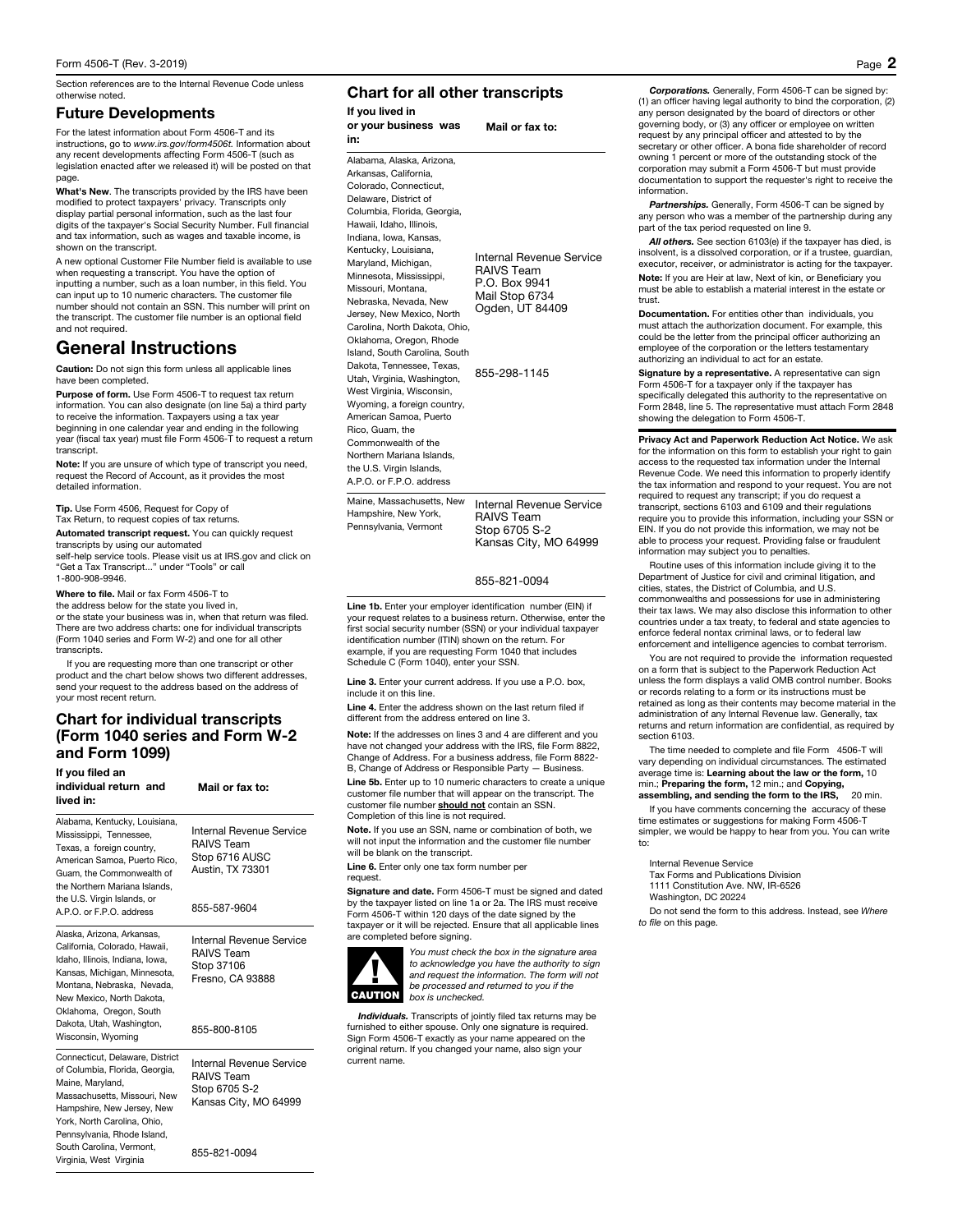Section references are to the Internal Revenue Code unless otherwise noted.

## Future Developments

For the latest information about Form 4506-T and its instructions, go to *www.irs.gov/form4506t*. Information about any recent developments affecting Form 4506-T (such as legislation enacted after we released it) will be posted on that page.

**What's New**. The transcripts provided by the IRS have been modified to protect taxpayers' privacy. Transcripts only display partial personal information, such as the last four digits of the taxpayer's Social Security Number. Full financial and tax information, such as wages and taxable income, is shown on the transcript.

A new optional Customer File Number field is available to use when requesting a transcript. You have the option of inputting a number, such as a loan number, in this field. You can input up to 10 numeric characters. The customer file number should not contain an SSN. This number will print on the transcript. The customer file number is an optional field and not required.

# General Instructions

**Caution:** Do not sign this form unless all applicable lines have been completed.

**Purpose of form.** Use Form 4506-T to request tax return information. You can also designate (on line 5a) a third party to receive the information. Taxpayers using a tax year beginning in one calendar year and ending in the following year (fiscal tax year) must file Form 4506-T to request a return transcript.

**Note:** If you are unsure of which type of transcript you need, request the Record of Account, as it provides the most detailed information.

**Tip.** Use Form 4506, Request for Copy of Tax Return, to request copies of tax returns.

**Automated transcript request.** You can quickly request transcripts by using our automated self-help service tools. Please visit us at IRS.gov and click on "Get a Tax Transcript..." under "Tools" or call 1-800-908-9946.

**Where to file.** Mail or fax Form 4506-T to the address below for the state you lived in, or the state your business was in, when that return was filed. There are two address charts: one for individual transcripts (Form 1040 series and Form W-2) and one for all other transcripts.

If you are requesting more than one transcript or other product and the chart below shows two different addresses, send your request to the address based on the address of your most recent return.

## Chart for individual transcripts (Form 1040 series and Form W-2 and Form 1099)

| If you filed an individual return and lived in: | Mail or fax to: |
|---|---|
| Alabama, Kentucky, Louisiana, Mississippi, Tennessee, Texas, a foreign country, American Samoa, Puerto Rico, Guam, the Commonwealth of the Northern Mariana Islands, the U.S. Virgin Islands, or A.P.O. or F.P.O. address | Internal Revenue Service<br>RAIVS Team<br>Stop 6716 AUSC<br>Austin, TX 73301<br><br>855-587-9604 |
| Alaska, Arizona, Arkansas, California, Colorado, Hawaii, Idaho, Illinois, Indiana, Iowa, Kansas, Michigan, Minnesota, Montana, Nebraska, Nevada, New Mexico, North Dakota, Oklahoma, Oregon, South Dakota, Utah, Washington, Wisconsin, Wyoming | Internal Revenue Service<br>RAIVS Team<br>Stop 37106<br>Fresno, CA 93888<br><br>855-800-8105 |
| Connecticut, Delaware, District of Columbia, Florida, Georgia, Maine, Maryland, Massachusetts, Missouri, New Hampshire, New Jersey, New York, North Carolina, Ohio, Pennsylvania, Rhode Island, South Carolina, Vermont, Virginia, West Virginia | Internal Revenue Service<br>RAIVS Team<br>Stop 6705 S-2<br>Kansas City, MO 64999<br><br>855-821-0094 |

## Chart for all other transcripts

| If you lived in or your business was in: | Mail or fax to: |
|---|---|
| Alabama, Alaska, Arizona, Arkansas, California, Colorado, Connecticut, Delaware, District of Columbia, Florida, Georgia, Hawaii, Idaho, Illinois, Indiana, Iowa, Kansas, Kentucky, Louisiana, Maryland, Michigan, Minnesota, Mississippi, Missouri, Montana, Nebraska, Nevada, New Jersey, New Mexico, North Carolina, North Dakota, Ohio, Oklahoma, Oregon, Rhode Island, South Carolina, South Dakota, Tennessee, Texas, Utah, Virginia, Washington, West Virginia, Wisconsin, Wyoming, a foreign country, American Samoa, Puerto Rico, Guam, the Commonwealth of the Northern Mariana Islands, the U.S. Virgin Islands, A.P.O. or F.P.O. address | Internal Revenue Service<br>RAIVS Team<br>P.O. Box 9941<br>Mail Stop 6734<br>Ogden, UT 84409<br><br>855-298-1145 |
| Maine, Massachusetts, New Hampshire, New York, Pennsylvania, Vermont | Internal Revenue Service<br>RAIVS Team<br>Stop 6705 S-2<br>Kansas City, MO 64999<br><br>855-821-0094 |

**Line 1b.** Enter your employer identification number (EIN) if your request relates to a business return. Otherwise, enter the first social security number (SSN) or your individual taxpayer identification number (ITIN) shown on the return. For example, if you are requesting Form 1040 that includes Schedule C (Form 1040), enter your SSN.

**Line 3.** Enter your current address. If you use a P.O. box, include it on this line.

**Line 4.** Enter the address shown on the last return filed if different from the address entered on line 3.

**Note:** If the addresses on lines 3 and 4 are different and you have not changed your address with the IRS, file Form 8822, Change of Address. For a business address, file Form 8822-B, Change of Address or Responsible Party — Business.

**Line 5b.** Enter up to 10 numeric characters to create a unique customer file number that will appear on the transcript. The customer file number **should not** contain an SSN. Completion of this line is not required.

**Note.** If you use an SSN, name or combination of both, we will not input the information and the customer file number will be blank on the transcript.

**Line 6.** Enter only one tax form number per request.

**Signature and date.** Form 4506-T must be signed and dated by the taxpayer listed on line 1a or 2a. The IRS must receive Form 4506-T within 120 days of the date signed by the taxpayer or it will be rejected. Ensure that all applicable lines are completed before signing.

**CAUTION** *You must check the box in the signature area to acknowledge you have the authority to sign and request the information. The form will not be processed and returned to you if the box is unchecked.*

***Individuals.*** Transcripts of jointly filed tax returns may be furnished to either spouse. Only one signature is required. Sign Form 4506-T exactly as your name appeared on the original return. If you changed your name, also sign your current name.

***Corporations.*** Generally, Form 4506-T can be signed by: (1) an officer having legal authority to bind the corporation, (2) any person designated by the board of directors or other governing body, or (3) any officer or employee on written request by any principal officer and attested to by the secretary or other officer. A bona fide shareholder of record owning 1 percent or more of the outstanding stock of the corporation may submit a Form 4506-T but must provide documentation to support the requester's right to receive the information.

***Partnerships.*** Generally, Form 4506-T can be signed by any person who was a member of the partnership during any part of the tax period requested on line 9.

***All others.*** See section 6103(e) if the taxpayer has died, is insolvent, is a dissolved corporation, or if a trustee, guardian, executor, receiver, or administrator is acting for the taxpayer.

**Note:** If you are Heir at law, Next of kin, or Beneficiary you must be able to establish a material interest in the estate or trust.

**Documentation.** For entities other than individuals, you must attach the authorization document. For example, this could be the letter from the principal officer authorizing an employee of the corporation or the letters testamentary authorizing an individual to act for an estate.

**Signature by a representative.** A representative can sign Form 4506-T for a taxpayer only if the taxpayer has specifically delegated this authority to the representative on Form 2848, line 5. The representative must attach Form 2848 showing the delegation to Form 4506-T.

**Privacy Act and Paperwork Reduction Act Notice.** We ask for the information on this form to establish your right to gain access to the requested tax information under the Internal Revenue Code. We need this information to properly identify the tax information and respond to your request. You are not required to request any transcript; if you do request a transcript, sections 6103 and 6109 and their regulations require you to provide this information, including your SSN or EIN. If you do not provide this information, we may not be able to process your request. Providing false or fraudulent information may subject you to penalties.

Routine uses of this information include giving it to the Department of Justice for civil and criminal litigation, and cities, states, the District of Columbia, and U.S. commonwealths and possessions for use in administering their tax laws. We may also disclose this information to other countries under a tax treaty, to federal and state agencies to enforce federal nontax criminal laws, or to federal law enforcement and intelligence agencies to combat terrorism.

You are not required to provide the information requested on a form that is subject to the Paperwork Reduction Act unless the form displays a valid OMB control number. Books or records relating to a form or its instructions must be retained as long as their contents may become material in the administration of any Internal Revenue law. Generally, tax returns and return information are confidential, as required by section 6103.

The time needed to complete and file Form 4506-T will vary depending on individual circumstances. The estimated average time is: **Learning about the law or the form,** 10 min.; **Preparing the form,** 12 min.; and **Copying, assembling, and sending the form to the IRS,** 20 min.

If you have comments concerning the accuracy of these time estimates or suggestions for making Form 4506-T simpler, we would be happy to hear from you. You can write to:

Internal Revenue Service
Tax Forms and Publications Division
1111 Constitution Ave. NW, IR-6526
Washington, DC 20224

Do not send the form to this address. Instead, see *Where to file* on this page.